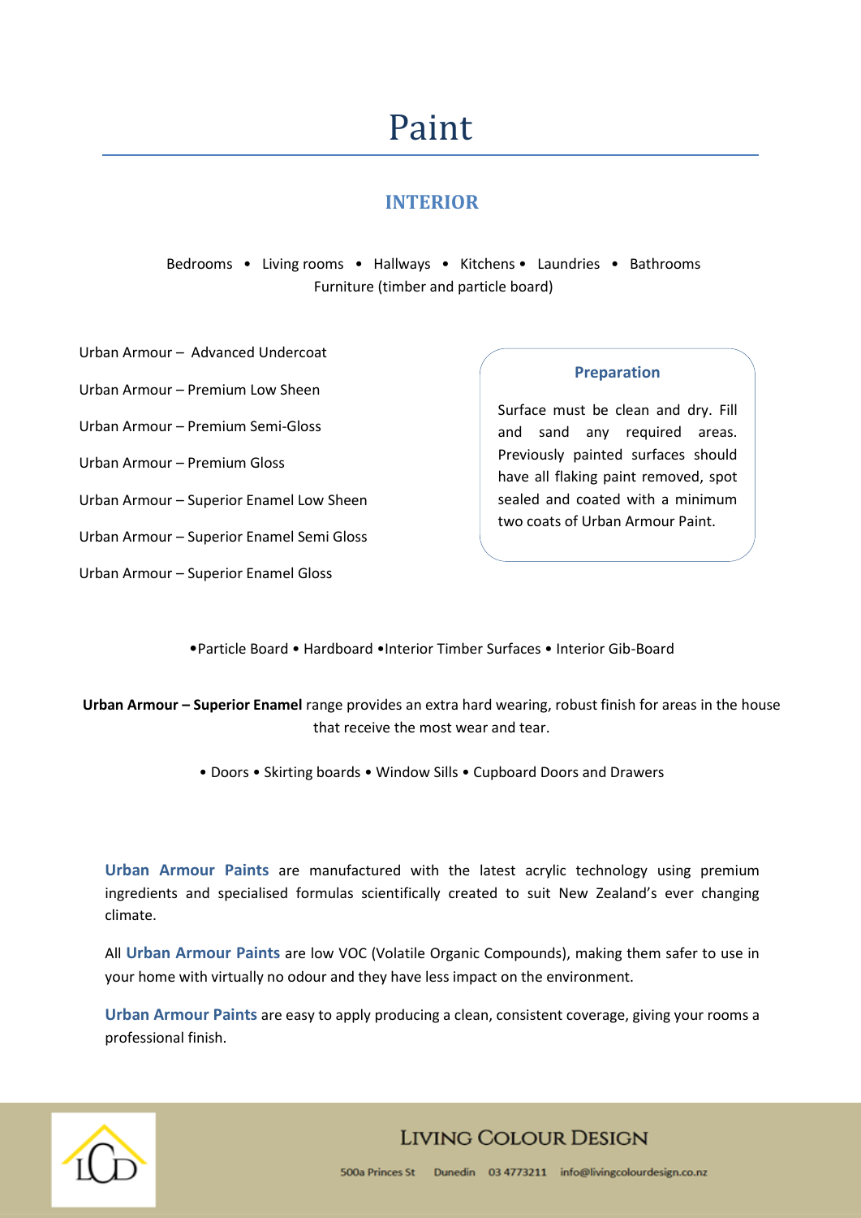# Paint

## INTERIOR

Bedrooms • Living rooms • Hallways • Kitchens • Laundries • Bathrooms
Furniture (timber and particle board)

Urban Armour – Advanced Undercoat

Urban Armour – Premium Low Sheen

Urban Armour – Premium Semi-Gloss

Urban Armour – Premium Gloss

Urban Armour – Superior Enamel Low Sheen

Urban Armour – Superior Enamel Semi Gloss

Urban Armour – Superior Enamel Gloss

### Preparation

Surface must be clean and dry. Fill and sand any required areas. Previously painted surfaces should have all flaking paint removed, spot sealed and coated with a minimum two coats of Urban Armour Paint.

•Particle Board • Hardboard •Interior Timber Surfaces • Interior Gib-Board

**Urban Armour – Superior Enamel** range provides an extra hard wearing, robust finish for areas in the house that receive the most wear and tear.

• Doors • Skirting boards • Window Sills • Cupboard Doors and Drawers

**Urban Armour Paints** are manufactured with the latest acrylic technology using premium ingredients and specialised formulas scientifically created to suit New Zealand's ever changing climate.

All **Urban Armour Paints** are low VOC (Volatile Organic Compounds), making them safer to use in your home with virtually no odour and they have less impact on the environment.

**Urban Armour Paints** are easy to apply producing a clean, consistent coverage, giving your rooms a professional finish.

LIVING COLOUR DESIGN

500a Princes St Dunedin 03 4773211 info@livingcolourdesign.co.nz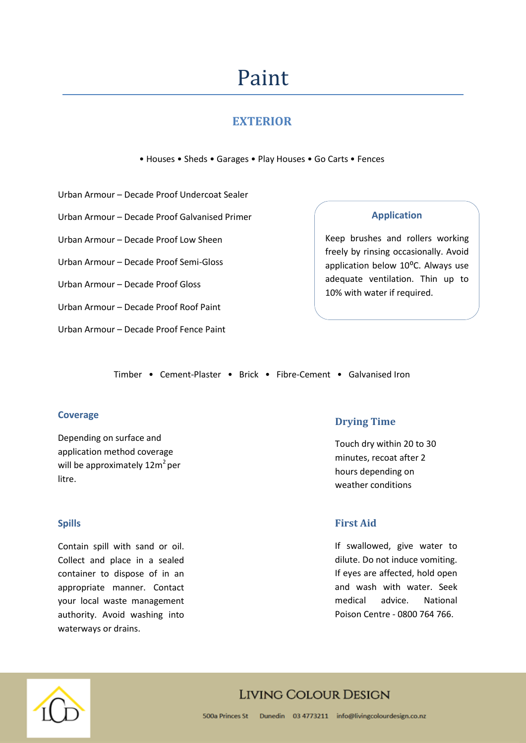# Paint

## EXTERIOR

• Houses • Sheds • Garages • Play Houses • Go Carts • Fences

Urban Armour – Decade Proof Undercoat Sealer

Urban Armour – Decade Proof Galvanised Primer

Urban Armour – Decade Proof Low Sheen

Urban Armour – Decade Proof Semi-Gloss

Urban Armour – Decade Proof Gloss

Urban Armour – Decade Proof Roof Paint

Urban Armour – Decade Proof Fence Paint

### Application

Keep brushes and rollers working freely by rinsing occasionally. Avoid application below 10°C. Always use adequate ventilation. Thin up to 10% with water if required.

Timber • Cement-Plaster • Brick • Fibre-Cement • Galvanised Iron

### Coverage

Depending on surface and application method coverage will be approximately $12m^2$ per litre.

### Drying Time

Touch dry within 20 to 30 minutes, recoat after 2 hours depending on weather conditions

### Spills

Contain spill with sand or oil. Collect and place in a sealed container to dispose of in an appropriate manner. Contact your local waste management authority. Avoid washing into waterways or drains.

### First Aid

If swallowed, give water to dilute. Do not induce vomiting. If eyes are affected, hold open and wash with water. Seek medical advice. National Poison Centre - 0800 764 766.

LIVING COLOUR DESIGN

500a Princes St Dunedin 03 4773211 info@livingcolourdesign.co.nz